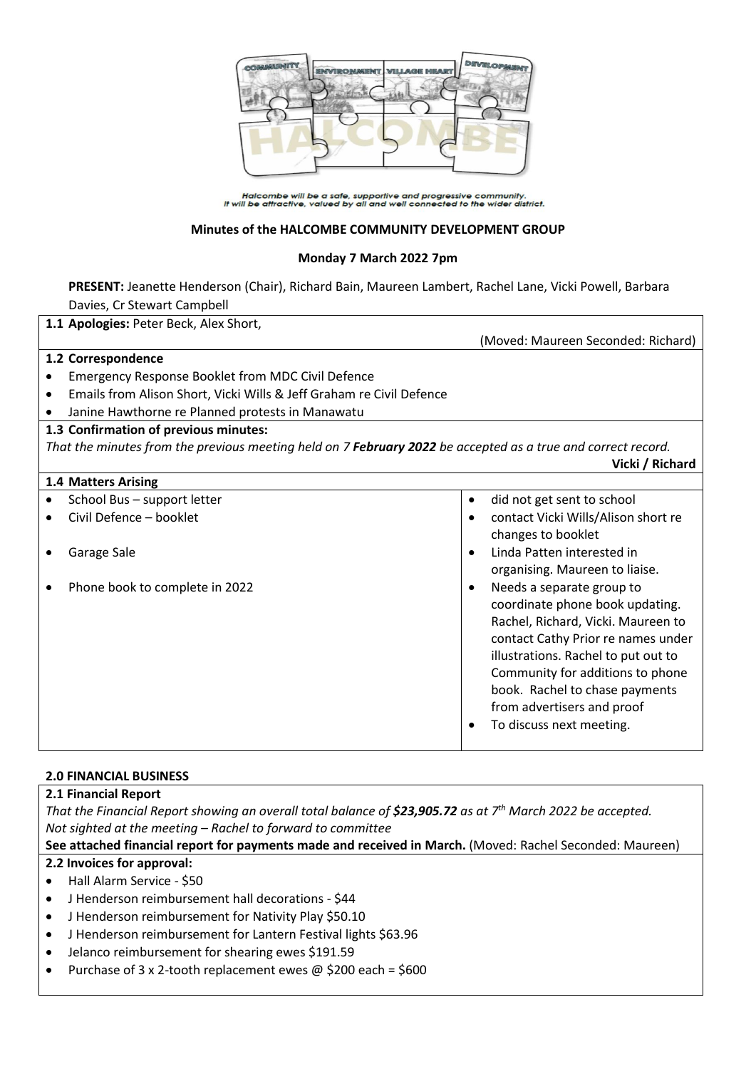Halcombe will be a safe, supportive and progressive community.
It will be attractive, valued by all and well connected to the wider district.

**Minutes of the HALCOMBE COMMUNITY DEVELOPMENT GROUP**

**Monday 7 March 2022 7pm**

**PRESENT:** Jeanette Henderson (Chair), Richard Bain, Maureen Lambert, Rachel Lane, Vicki Powell, Barbara Davies, Cr Stewart Campbell

**1.1 Apologies:** Peter Beck, Alex Short,

(Moved: Maureen Seconded: Richard)

**1.2 Correspondence**

- Emergency Response Booklet from MDC Civil Defence
- Emails from Alison Short, Vicki Wills & Jeff Graham re Civil Defence
- Janine Hawthorne re Planned protests in Manawatu

**1.3 Confirmation of previous minutes:**

*That the minutes from the previous meeting held on 7* ***February 2022*** *be accepted as a true and correct record.*

**Vicki / Richard**

**1.4 Matters Arising**

| | |
|---|---|
| • School Bus – support letter | • did not get sent to school |
| • Civil Defence – booklet | • contact Vicki Wills/Alison short re changes to booklet |
| • Garage Sale | • Linda Patten interested in organising. Maureen to liaise. |
| • Phone book to complete in 2022 | • Needs a separate group to coordinate phone book updating. Rachel, Richard, Vicki. Maureen to contact Cathy Prior re names under illustrations. Rachel to put out to Community for additions to phone book. Rachel to chase payments from advertisers and proof<br>• To discuss next meeting. |

**2.0 FINANCIAL BUSINESS**

**2.1 Financial Report**

*That the Financial Report showing an overall total balance of* ***$23,905.72*** *as at 7th March 2022 be accepted.*
*Not sighted at the meeting – Rachel to forward to committee*

**See attached financial report for payments made and received in March.** (Moved: Rachel Seconded: Maureen)

**2.2 Invoices for approval:**

- Hall Alarm Service - $50
- J Henderson reimbursement hall decorations - $44
- J Henderson reimbursement for Nativity Play $50.10
- J Henderson reimbursement for Lantern Festival lights $63.96
- Jelanco reimbursement for shearing ewes $191.59
- Purchase of 3 x 2-tooth replacement ewes @ $200 each = $600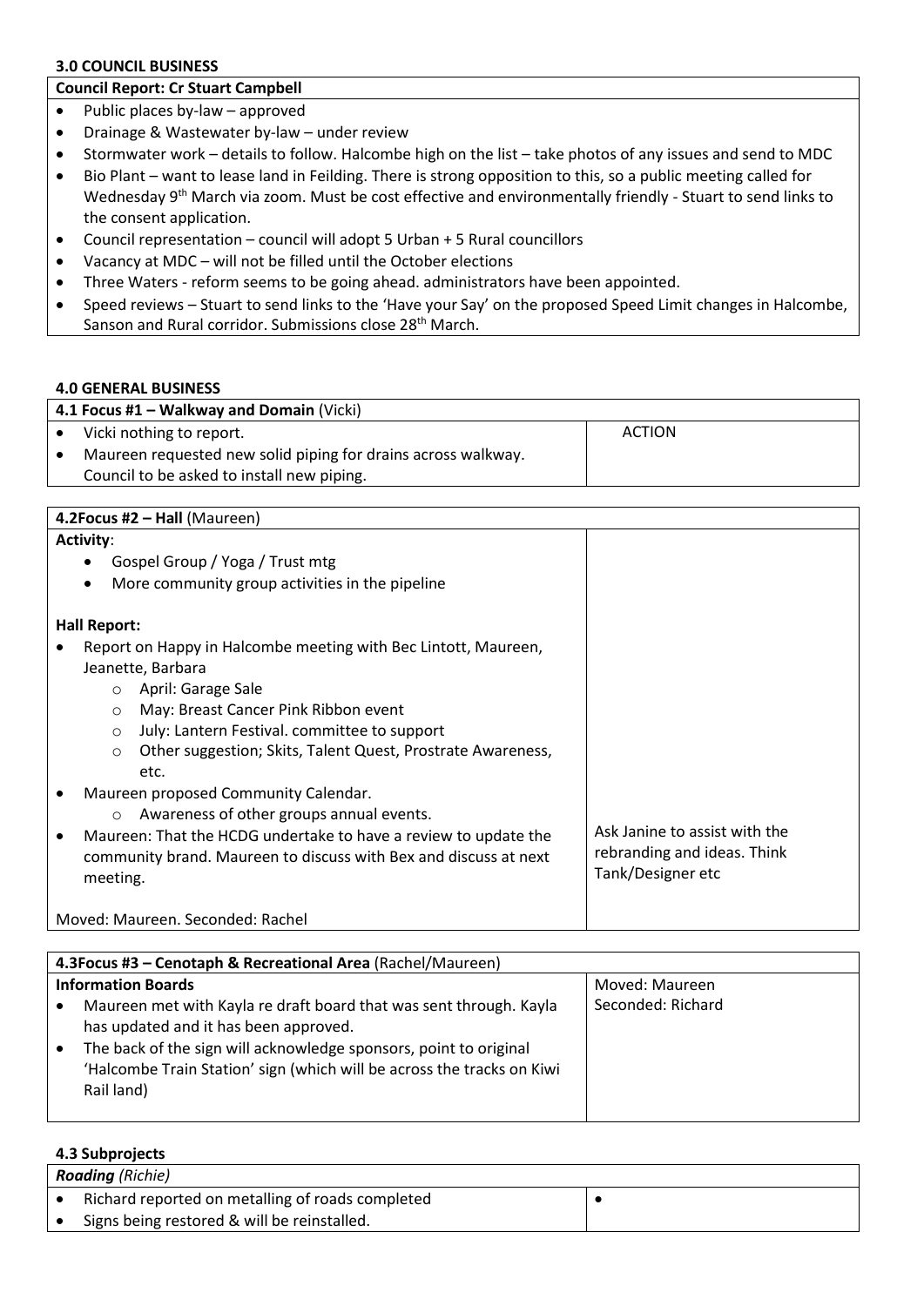**3.0 COUNCIL BUSINESS**

| **Council Report: Cr Stuart Campbell** |
|---|
| • Public places by-law – approved<br>• Drainage & Wastewater by-law – under review<br>• Stormwater work – details to follow. Halcombe high on the list – take photos of any issues and send to MDC<br>• Bio Plant – want to lease land in Feilding. There is strong opposition to this, so a public meeting called for Wednesday 9th March via zoom. Must be cost effective and environmentally friendly - Stuart to send links to the consent application.<br>• Council representation – council will adopt 5 Urban + 5 Rural councillors<br>• Vacancy at MDC – will not be filled until the October elections<br>• Three Waters - reform seems to be going ahead. administrators have been appointed.<br>• Speed reviews – Stuart to send links to the 'Have your Say' on the proposed Speed Limit changes in Halcombe, Sanson and Rural corridor. Submissions close 28th March. |

**4.0 GENERAL BUSINESS**

| **4.1 Focus #1 – Walkway and Domain** (Vicki) | |
|---|---|
| • Vicki nothing to report.<br>• Maureen requested new solid piping for drains across walkway. Council to be asked to install new piping. | ACTION |

| **4.2Focus #2 – Hall** (Maureen) | |
|---|---|
| **Activity**:<br>• Gospel Group / Yoga / Trust mtg<br>• More community group activities in the pipeline<br><br>**Hall Report:**<br>• Report on Happy in Halcombe meeting with Bec Lintott, Maureen, Jeanette, Barbara<br>  ○ April: Garage Sale<br>  ○ May: Breast Cancer Pink Ribbon event<br>  ○ July: Lantern Festival. committee to support<br>  ○ Other suggestion; Skits, Talent Quest, Prostrate Awareness, etc.<br>• Maureen proposed Community Calendar.<br>  ○ Awareness of other groups annual events.<br>• Maureen: That the HCDG undertake to have a review to update the community brand. Maureen to discuss with Bex and discuss at next meeting.<br><br>Moved: Maureen. Seconded: Rachel | Ask Janine to assist with the rebranding and ideas. Think Tank/Designer etc |

| **4.3Focus #3 – Cenotaph & Recreational Area** (Rachel/Maureen) | |
|---|---|
| **Information Boards**<br>• Maureen met with Kayla re draft board that was sent through. Kayla has updated and it has been approved.<br>• The back of the sign will acknowledge sponsors, point to original 'Halcombe Train Station' sign (which will be across the tracks on Kiwi Rail land) | Moved: Maureen<br>Seconded: Richard |

**4.3 Subprojects**

| ***Roading*** *(Richie)* | |
|---|---|
| • Richard reported on metalling of roads completed<br>• Signs being restored & will be reinstalled. | • |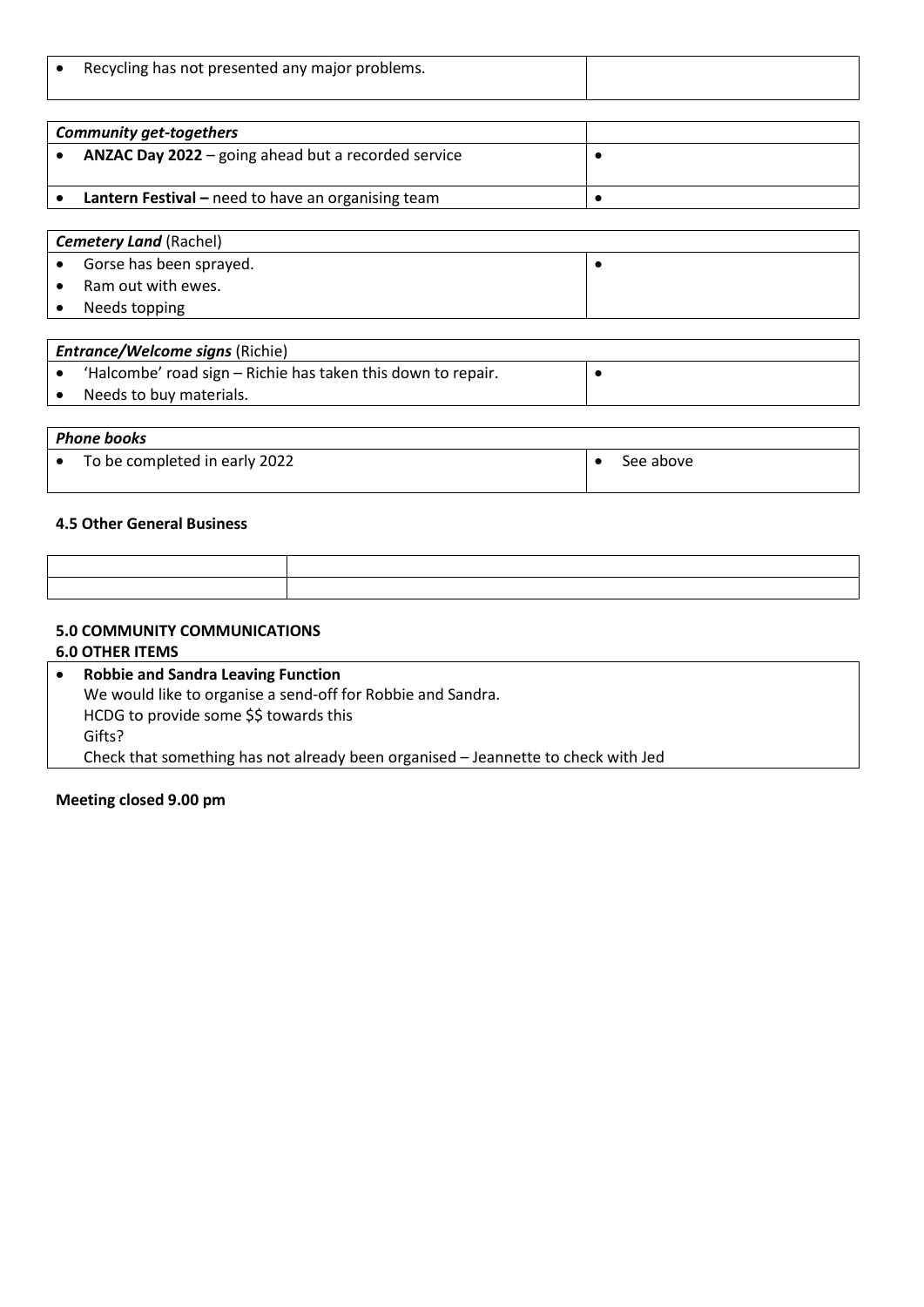| | |
|---|---|
| • Recycling has not presented any major problems. | |

| *Community get-togethers* | |
|---|---|
| • **ANZAC Day 2022** – going ahead but a recorded service | • |
| • **Lantern Festival –** need to have an organising team | • |

| *Cemetery Land* (Rachel) | |
|---|---|
| • Gorse has been sprayed.<br>• Ram out with ewes.<br>• Needs topping | • |

| *Entrance/Welcome signs* (Richie) | |
|---|---|
| • 'Halcombe' road sign – Richie has taken this down to repair.<br>• Needs to buy materials. | • |

| *Phone books* | |
|---|---|
| • To be completed in early 2022 | • See above |

**4.5 Other General Business**

| | |
|---|---|
| | |
| | |

**5.0 COMMUNITY COMMUNICATIONS**

**6.0 OTHER ITEMS**

- **Robbie and Sandra Leaving Function**
  We would like to organise a send-off for Robbie and Sandra.
  HCDG to provide some $$ towards this
  Gifts?
  Check that something has not already been organised – Jeannette to check with Jed

**Meeting closed 9.00 pm**